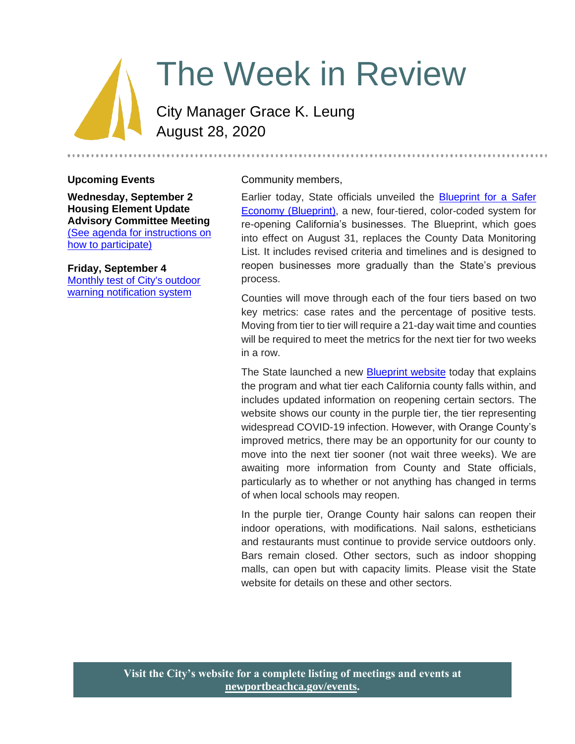# The Week in Review

City Manager Grace K. Leung
August 28, 2020

## Upcoming Events

**Wednesday, September 2**
**Housing Element Update Advisory Committee Meeting**
(See agenda for instructions on how to participate)

**Friday, September 4**
Monthly test of City's outdoor warning notification system

Community members,

Earlier today, State officials unveiled the Blueprint for a Safer Economy (Blueprint), a new, four-tiered, color-coded system for re-opening California's businesses. The Blueprint, which goes into effect on August 31, replaces the County Data Monitoring List. It includes revised criteria and timelines and is designed to reopen businesses more gradually than the State's previous process.

Counties will move through each of the four tiers based on two key metrics: case rates and the percentage of positive tests. Moving from tier to tier will require a 21-day wait time and counties will be required to meet the metrics for the next tier for two weeks in a row.

The State launched a new Blueprint website today that explains the program and what tier each California county falls within, and includes updated information on reopening certain sectors. The website shows our county in the purple tier, the tier representing widespread COVID-19 infection. However, with Orange County's improved metrics, there may be an opportunity for our county to move into the next tier sooner (not wait three weeks). We are awaiting more information from County and State officials, particularly as to whether or not anything has changed in terms of when local schools may reopen.

In the purple tier, Orange County hair salons can reopen their indoor operations, with modifications. Nail salons, estheticians and restaurants must continue to provide service outdoors only. Bars remain closed. Other sectors, such as indoor shopping malls, can open but with capacity limits. Please visit the State website for details on these and other sectors.

**Visit the City's website for a complete listing of meetings and events at newportbeachca.gov/events.**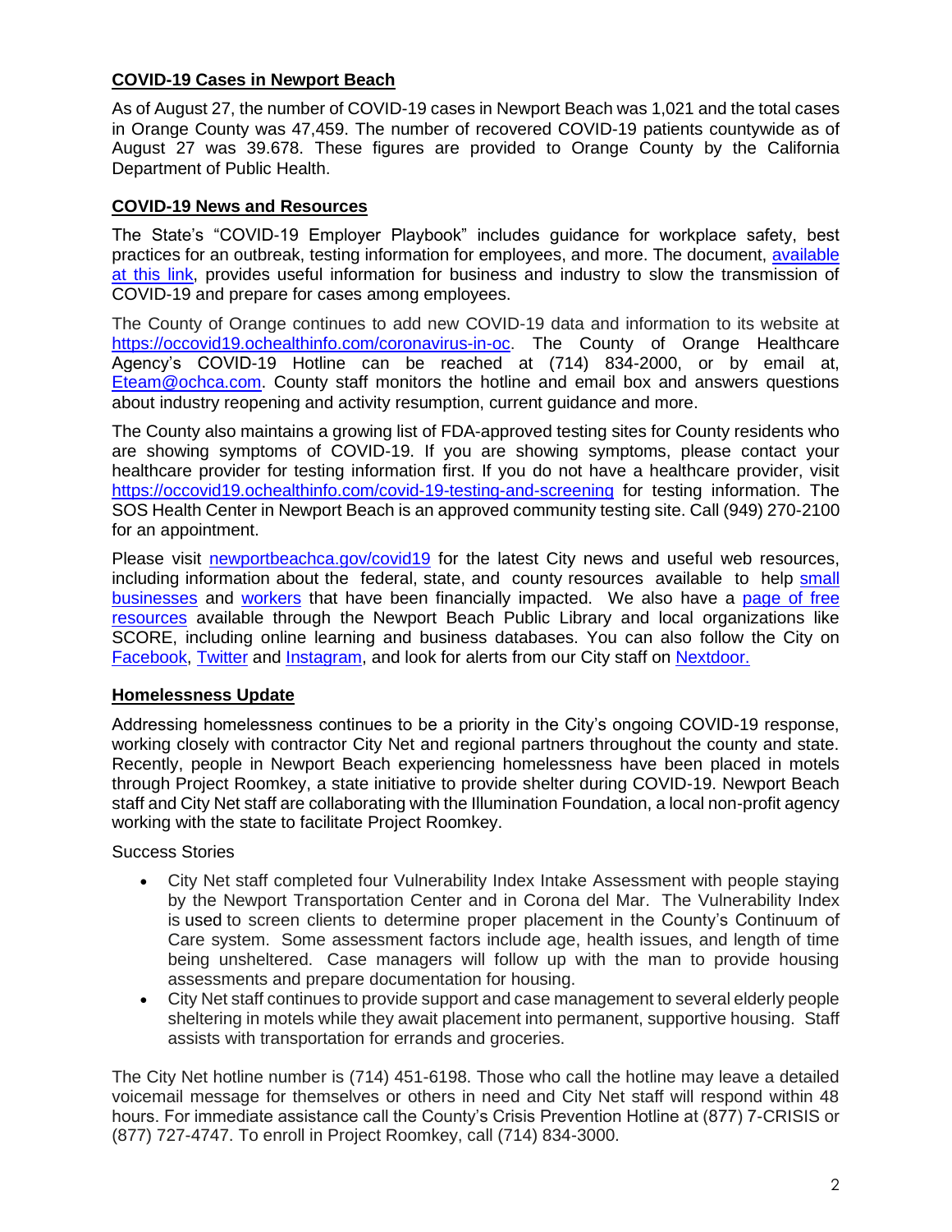## COVID-19 Cases in Newport Beach

As of August 27, the number of COVID-19 cases in Newport Beach was 1,021 and the total cases in Orange County was 47,459. The number of recovered COVID-19 patients countywide as of August 27 was 39.678. These figures are provided to Orange County by the California Department of Public Health.

## COVID-19 News and Resources

The State's "COVID-19 Employer Playbook" includes guidance for workplace safety, best practices for an outbreak, testing information for employees, and more. The document, available at this link, provides useful information for business and industry to slow the transmission of COVID-19 and prepare for cases among employees.

The County of Orange continues to add new COVID-19 data and information to its website at https://occovid19.ochealthinfo.com/coronavirus-in-oc. The County of Orange Healthcare Agency's COVID-19 Hotline can be reached at (714) 834-2000, or by email at, Eteam@ochca.com. County staff monitors the hotline and email box and answers questions about industry reopening and activity resumption, current guidance and more.

The County also maintains a growing list of FDA-approved testing sites for County residents who are showing symptoms of COVID-19. If you are showing symptoms, please contact your healthcare provider for testing information first. If you do not have a healthcare provider, visit https://occovid19.ochealthinfo.com/covid-19-testing-and-screening for testing information. The SOS Health Center in Newport Beach is an approved community testing site. Call (949) 270-2100 for an appointment.

Please visit newportbeachca.gov/covid19 for the latest City news and useful web resources, including information about the federal, state, and county resources available to help small businesses and workers that have been financially impacted. We also have a page of free resources available through the Newport Beach Public Library and local organizations like SCORE, including online learning and business databases. You can also follow the City on Facebook, Twitter and Instagram, and look for alerts from our City staff on Nextdoor.

## Homelessness Update

Addressing homelessness continues to be a priority in the City's ongoing COVID-19 response, working closely with contractor City Net and regional partners throughout the county and state. Recently, people in Newport Beach experiencing homelessness have been placed in motels through Project Roomkey, a state initiative to provide shelter during COVID-19. Newport Beach staff and City Net staff are collaborating with the Illumination Foundation, a local non-profit agency working with the state to facilitate Project Roomkey.

Success Stories

- City Net staff completed four Vulnerability Index Intake Assessment with people staying by the Newport Transportation Center and in Corona del Mar. The Vulnerability Index is used to screen clients to determine proper placement in the County's Continuum of Care system. Some assessment factors include age, health issues, and length of time being unsheltered. Case managers will follow up with the man to provide housing assessments and prepare documentation for housing.
- City Net staff continues to provide support and case management to several elderly people sheltering in motels while they await placement into permanent, supportive housing. Staff assists with transportation for errands and groceries.

The City Net hotline number is (714) 451-6198. Those who call the hotline may leave a detailed voicemail message for themselves or others in need and City Net staff will respond within 48 hours. For immediate assistance call the County's Crisis Prevention Hotline at (877) 7-CRISIS or (877) 727-4747. To enroll in Project Roomkey, call (714) 834-3000.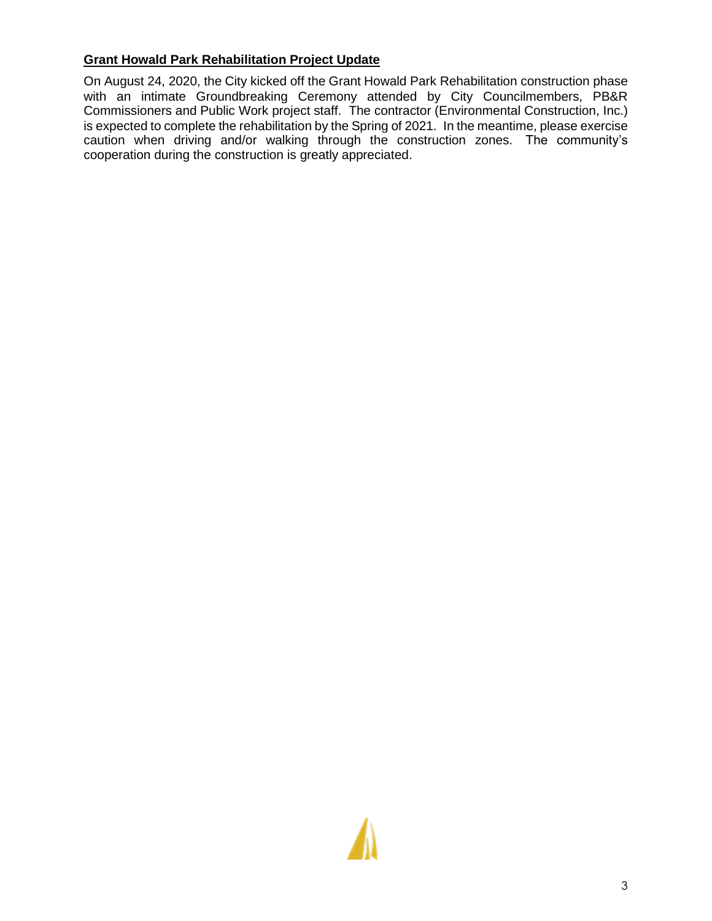**<u>Grant Howald Park Rehabilitation Project Update</u>**

On August 24, 2020, the City kicked off the Grant Howald Park Rehabilitation construction phase with an intimate Groundbreaking Ceremony attended by City Councilmembers, PB&R Commissioners and Public Work project staff. The contractor (Environmental Construction, Inc.) is expected to complete the rehabilitation by the Spring of 2021. In the meantime, please exercise caution when driving and/or walking through the construction zones. The community's cooperation during the construction is greatly appreciated.